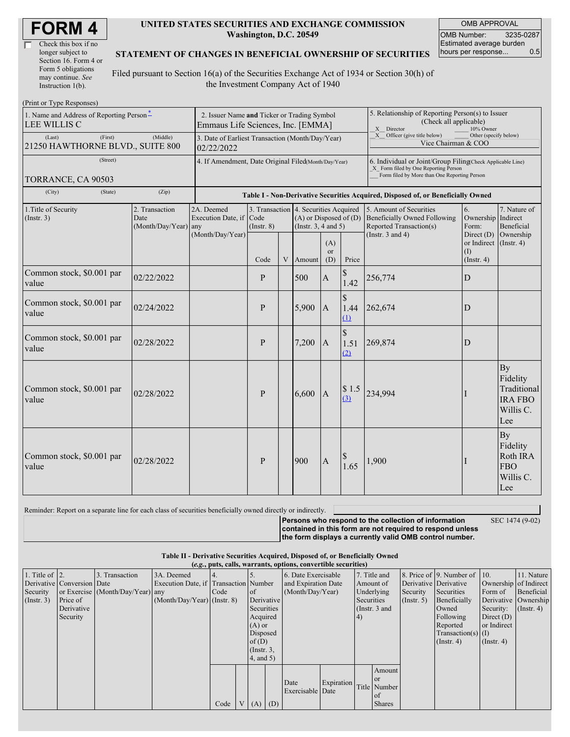# FORM 4

☐ Check this box if no longer subject to Section 16. Form 4 or Form 5 obligations may continue. *See* Instruction 1(b).

**UNITED STATES SECURITIES AND EXCHANGE COMMISSION**
**Washington, D.C. 20549**

**STATEMENT OF CHANGES IN BENEFICIAL OWNERSHIP OF SECURITIES**

Filed pursuant to Section 16(a) of the Securities Exchange Act of 1934 or Section 30(h) of the Investment Company Act of 1940

| OMB APPROVAL | |
|---|---|
| OMB Number: | 3235-0287 |
| Estimated average burden hours per response... | 0.5 |

(Print or Type Responses)

| 1. Name and Address of Reporting Person* | 2. Issuer Name and Ticker or Trading Symbol | 5. Relationship of Reporting Person(s) to Issuer (Check all applicable) |
|---|---|---|
| LEE WILLIS C | Emmaus Life Sciences, Inc. [EMMA] | _X_ Director ___ 10% Owner |
| (Last) (First) (Middle) 21250 HAWTHORNE BLVD., SUITE 800 | 3. Date of Earliest Transaction (Month/Day/Year) 02/22/2022 | _X_ Officer (give title below) ___ Other (specify below) Vice Chairman & COO |
| (Street) TORRANCE, CA 90503 | 4. If Amendment, Date Original Filed(Month/Day/Year) | 6. Individual or Joint/Group Filing(Check Applicable Line) _X_ Form filed by One Reporting Person ___ Form filed by More than One Reporting Person |
| (City) (State) (Zip) | | |

**Table I - Non-Derivative Securities Acquired, Disposed of, or Beneficially Owned**

| 1.Title of Security (Instr. 3) | 2. Transaction Date (Month/Day/Year) | 2A. Deemed Execution Date, if any (Month/Day/Year) | 3. Transaction Code (Instr. 8) | | 4. Securities Acquired (A) or Disposed of (D) (Instr. 3, 4 and 5) | | | 5. Amount of Securities Beneficially Owned Following Reported Transaction(s) (Instr. 3 and 4) | 6. Ownership Form: Direct (D) or Indirect (I) (Instr. 4) | 7. Nature of Indirect Beneficial Ownership (Instr. 4) |
|---|---|---|---|---|---|---|---|---|---|---|
| | | | Code | V | Amount | (A) or (D) | Price | | | |
| Common stock, $0.001 par value | 02/22/2022 | | P | | 500 | A | $ 1.42 | 256,774 | D | |
| Common stock, $0.001 par value | 02/24/2022 | | P | | 5,900 | A | $ 1.44 (1) | 262,674 | D | |
| Common stock, $0.001 par value | 02/28/2022 | | P | | 7,200 | A | $ 1.51 (2) | 269,874 | D | |
| Common stock, $0.001 par value | 02/28/2022 | | P | | 6,600 | A | $ 1.5 (3) | 234,994 | I | By Fidelity Traditional IRA FBO Willis C. Lee |
| Common stock, $0.001 par value | 02/28/2022 | | P | | 900 | A | $ 1.65 | 1,900 | I | By Fidelity Roth IRA FBO Willis C. Lee |

Reminder: Report on a separate line for each class of securities beneficially owned directly or indirectly.

**Persons who respond to the collection of information contained in this form are not required to respond unless the form displays a currently valid OMB control number.** SEC 1474 (9-02)

**Table II - Derivative Securities Acquired, Disposed of, or Beneficially Owned**
***(e.g., puts, calls, warrants, options, convertible securities)***

| 1. Title of Derivative Security (Instr. 3) | 2. Conversion or Exercise Price of Derivative Security | 3. Transaction Date (Month/Day/Year) | 3A. Deemed Execution Date, if any (Month/Day/Year) | 4. Transaction Code (Instr. 8) | | 5. Number of Derivative Securities Acquired (A) or Disposed of (D) (Instr. 3, 4, and 5) | | 6. Date Exercisable and Expiration Date (Month/Day/Year) | | 7. Title and Amount of Underlying Securities (Instr. 3 and 4) | | 8. Price of Derivative Security (Instr. 5) | 9. Number of Derivative Securities Beneficially Owned Following Reported Transaction(s) (Instr. 4) | 10. Ownership Form of Derivative Security: Direct (D) or Indirect (I) (Instr. 4) | 11. Nature of Indirect Beneficial Ownership (Instr. 4) |
|---|---|---|---|---|---|---|---|---|---|---|---|---|---|---|---|
| | | | | Code | V | (A) | (D) | Date Exercisable | Expiration Date | Title | Amount or Number of Shares | | | | |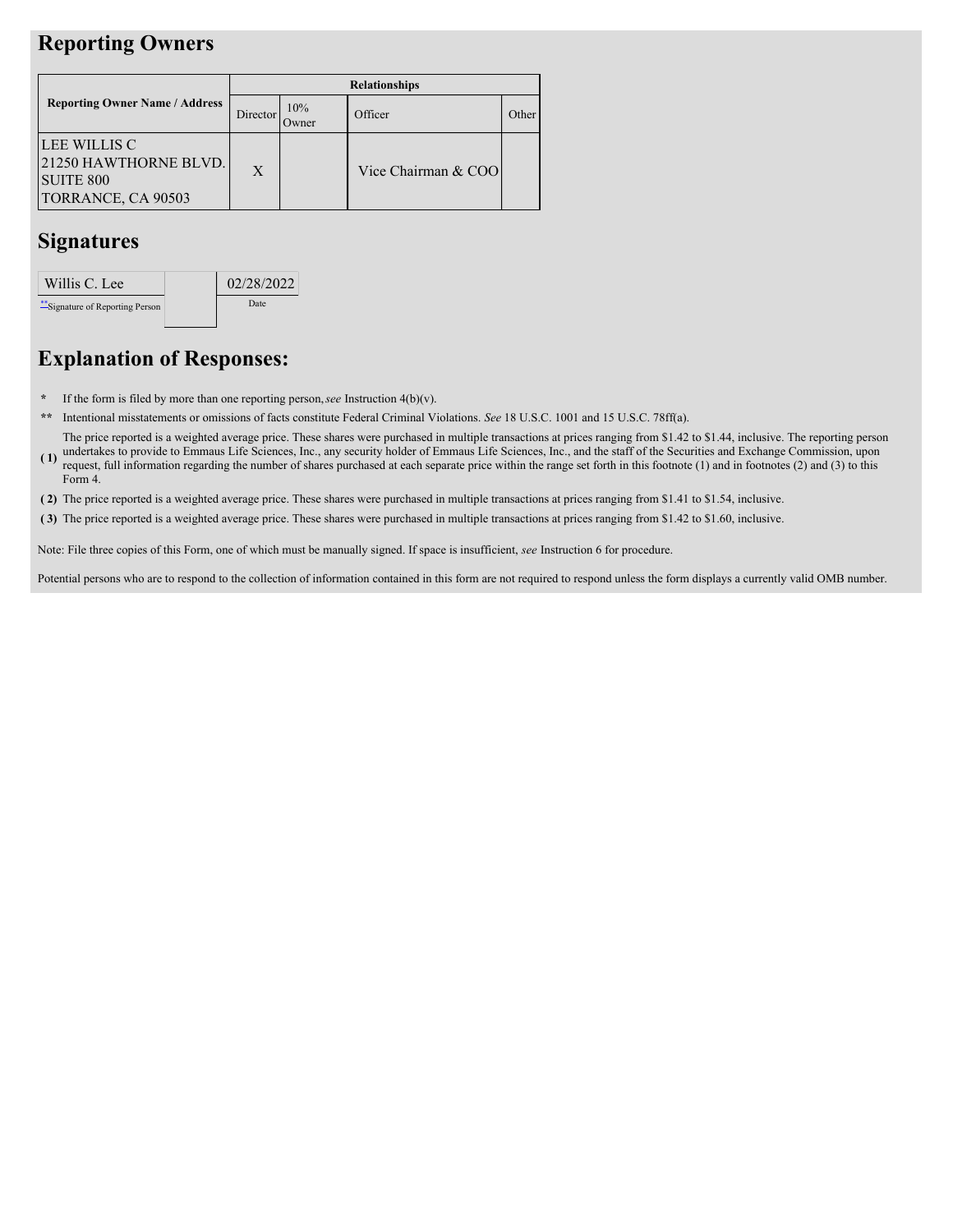# Reporting Owners

| Reporting Owner Name / Address | Relationships | | | |
| --- | --- | --- | --- | --- |
| | Director | 10% Owner | Officer | Other |
| LEE WILLIS C<br>21250 HAWTHORNE BLVD.<br>SUITE 800<br>TORRANCE, CA 90503 | X | | Vice Chairman & COO | |

# Signatures

| | | |
| --- | --- | --- |
| Willis C. Lee | | 02/28/2022 |
| **Signature of Reporting Person | | Date |

# Explanation of Responses:

* If the form is filed by more than one reporting person, *see* Instruction 4(b)(v).

** Intentional misstatements or omissions of facts constitute Federal Criminal Violations. *See* 18 U.S.C. 1001 and 15 U.S.C. 78ff(a).

**( 1)** The price reported is a weighted average price. These shares were purchased in multiple transactions at prices ranging from $1.42 to $1.44, inclusive. The reporting person undertakes to provide to Emmaus Life Sciences, Inc., any security holder of Emmaus Life Sciences, Inc., and the staff of the Securities and Exchange Commission, upon request, full information regarding the number of shares purchased at each separate price within the range set forth in this footnote (1) and in footnotes (2) and (3) to this Form 4.

**( 2)** The price reported is a weighted average price. These shares were purchased in multiple transactions at prices ranging from $1.41 to $1.54, inclusive.

**( 3)** The price reported is a weighted average price. These shares were purchased in multiple transactions at prices ranging from $1.42 to $1.60, inclusive.

Note: File three copies of this Form, one of which must be manually signed. If space is insufficient, *see* Instruction 6 for procedure.

Potential persons who are to respond to the collection of information contained in this form are not required to respond unless the form displays a currently valid OMB number.